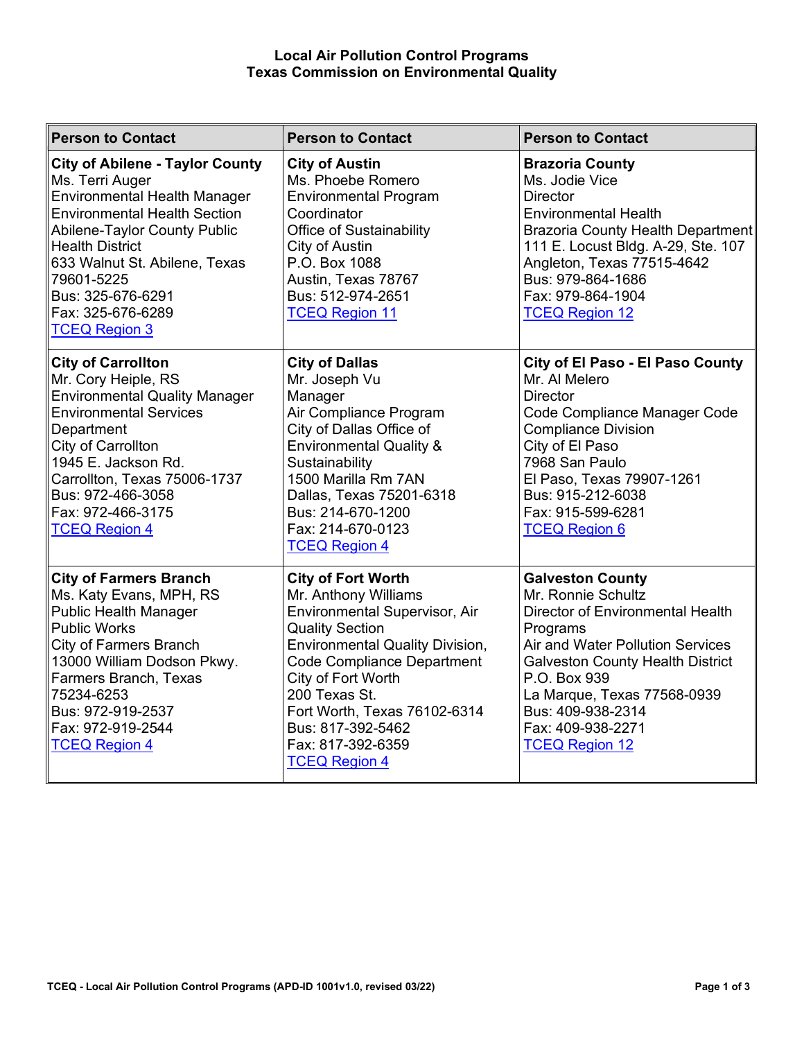# Local Air Pollution Control Programs
## Texas Commission on Environmental Quality

| Person to Contact | Person to Contact | Person to Contact |
|---|---|---|
| **City of Abilene - Taylor County**<br>Ms. Terri Auger<br>Environmental Health Manager<br>Environmental Health Section<br>Abilene-Taylor County Public Health District<br>633 Walnut St. Abilene, Texas 79601-5225<br>Bus: 325-676-6291<br>Fax: 325-676-6289<br>TCEQ Region 3 | **City of Austin**<br>Ms. Phoebe Romero<br>Environmental Program Coordinator<br>Office of Sustainability<br>City of Austin<br>P.O. Box 1088<br>Austin, Texas 78767<br>Bus: 512-974-2651<br>TCEQ Region 11 | **Brazoria County**<br>Ms. Jodie Vice<br>Director<br>Environmental Health<br>Brazoria County Health Department<br>111 E. Locust Bldg. A-29, Ste. 107<br>Angleton, Texas 77515-4642<br>Bus: 979-864-1686<br>Fax: 979-864-1904<br>TCEQ Region 12 |
| **City of Carrollton**<br>Mr. Cory Heiple, RS<br>Environmental Quality Manager<br>Environmental Services Department<br>City of Carrollton<br>1945 E. Jackson Rd.<br>Carrollton, Texas 75006-1737<br>Bus: 972-466-3058<br>Fax: 972-466-3175<br>TCEQ Region 4 | **City of Dallas**<br>Mr. Joseph Vu<br>Manager<br>Air Compliance Program<br>City of Dallas Office of Environmental Quality & Sustainability<br>1500 Marilla Rm 7AN<br>Dallas, Texas 75201-6318<br>Bus: 214-670-1200<br>Fax: 214-670-0123<br>TCEQ Region 4 | **City of El Paso - El Paso County**<br>Mr. Al Melero<br>Director<br>Code Compliance Manager Code Compliance Division<br>City of El Paso<br>7968 San Paulo<br>El Paso, Texas 79907-1261<br>Bus: 915-212-6038<br>Fax: 915-599-6281<br>TCEQ Region 6 |
| **City of Farmers Branch**<br>Ms. Katy Evans, MPH, RS<br>Public Health Manager<br>Public Works<br>City of Farmers Branch<br>13000 William Dodson Pkwy.<br>Farmers Branch, Texas 75234-6253<br>Bus: 972-919-2537<br>Fax: 972-919-2544<br>TCEQ Region 4 | **City of Fort Worth**<br>Mr. Anthony Williams<br>Environmental Supervisor, Air Quality Section<br>Environmental Quality Division, Code Compliance Department<br>City of Fort Worth<br>200 Texas St.<br>Fort Worth, Texas 76102-6314<br>Bus: 817-392-5462<br>Fax: 817-392-6359<br>TCEQ Region 4 | **Galveston County**<br>Mr. Ronnie Schultz<br>Director of Environmental Health Programs<br>Air and Water Pollution Services<br>Galveston County Health District<br>P.O. Box 939<br>La Marque, Texas 77568-0939<br>Bus: 409-938-2314<br>Fax: 409-938-2271<br>TCEQ Region 12 |

TCEQ - Local Air Pollution Control Programs (APD-ID 1001v1.0, revised 03/22)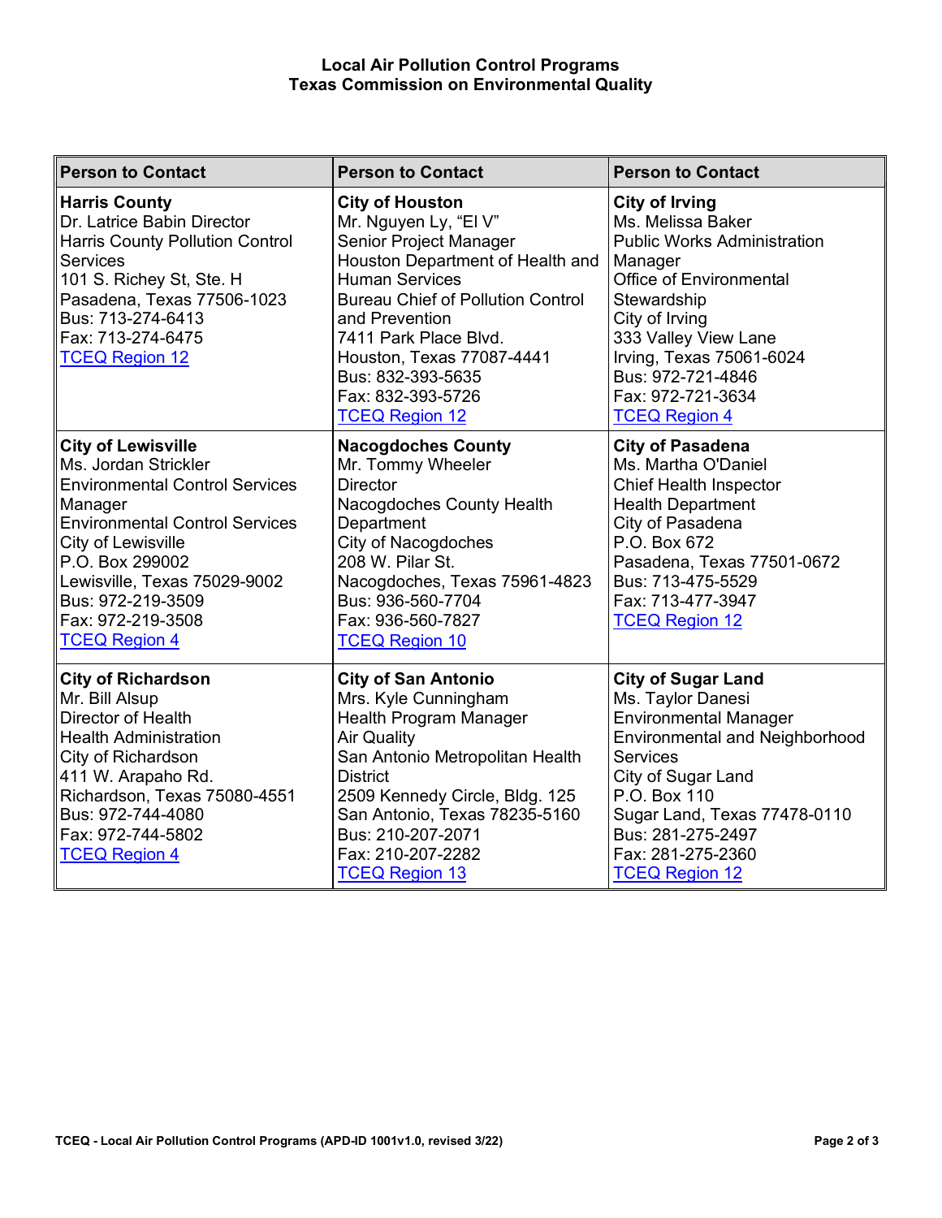**Local Air Pollution Control Programs**
**Texas Commission on Environmental Quality**

| Person to Contact | Person to Contact | Person to Contact |
|---|---|---|
| **Harris County**<br>Dr. Latrice Babin Director<br>Harris County Pollution Control Services<br>101 S. Richey St, Ste. H<br>Pasadena, Texas 77506-1023<br>Bus: 713-274-6413<br>Fax: 713-274-6475<br>TCEQ Region 12 | **City of Houston**<br>Mr. Nguyen Ly, "El V"<br>Senior Project Manager<br>Houston Department of Health and Human Services<br>Bureau Chief of Pollution Control and Prevention<br>7411 Park Place Blvd.<br>Houston, Texas 77087-4441<br>Bus: 832-393-5635<br>Fax: 832-393-5726<br>TCEQ Region 12 | **City of Irving**<br>Ms. Melissa Baker<br>Public Works Administration Manager<br>Office of Environmental Stewardship<br>City of Irving<br>333 Valley View Lane<br>Irving, Texas 75061-6024<br>Bus: 972-721-4846<br>Fax: 972-721-3634<br>TCEQ Region 4 |
| **City of Lewisville**<br>Ms. Jordan Strickler<br>Environmental Control Services Manager<br>Environmental Control Services<br>City of Lewisville<br>P.O. Box 299002<br>Lewisville, Texas 75029-9002<br>Bus: 972-219-3509<br>Fax: 972-219-3508<br>TCEQ Region 4 | **Nacogdoches County**<br>Mr. Tommy Wheeler<br>Director<br>Nacogdoches County Health Department<br>City of Nacogdoches<br>208 W. Pilar St.<br>Nacogdoches, Texas 75961-4823<br>Bus: 936-560-7704<br>Fax: 936-560-7827<br>TCEQ Region 10 | **City of Pasadena**<br>Ms. Martha O'Daniel<br>Chief Health Inspector<br>Health Department<br>City of Pasadena<br>P.O. Box 672<br>Pasadena, Texas 77501-0672<br>Bus: 713-475-5529<br>Fax: 713-477-3947<br>TCEQ Region 12 |
| **City of Richardson**<br>Mr. Bill Alsup<br>Director of Health<br>Health Administration<br>City of Richardson<br>411 W. Arapaho Rd.<br>Richardson, Texas 75080-4551<br>Bus: 972-744-4080<br>Fax: 972-744-5802<br>TCEQ Region 4 | **City of San Antonio**<br>Mrs. Kyle Cunningham<br>Health Program Manager<br>Air Quality<br>San Antonio Metropolitan Health District<br>2509 Kennedy Circle, Bldg. 125<br>San Antonio, Texas 78235-5160<br>Bus: 210-207-2071<br>Fax: 210-207-2282<br>TCEQ Region 13 | **City of Sugar Land**<br>Ms. Taylor Danesi<br>Environmental Manager<br>Environmental and Neighborhood Services<br>City of Sugar Land<br>P.O. Box 110<br>Sugar Land, Texas 77478-0110<br>Bus: 281-275-2497<br>Fax: 281-275-2360<br>TCEQ Region 12 |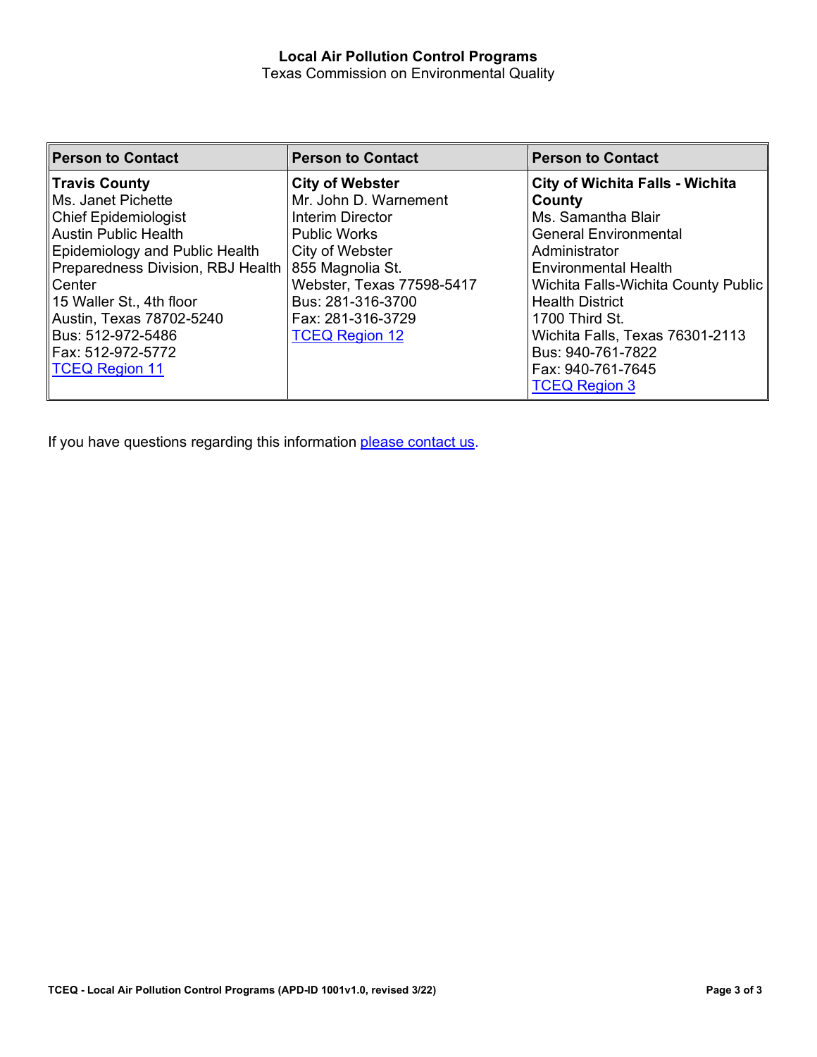**Local Air Pollution Control Programs**

Texas Commission on Environmental Quality

| Person to Contact | Person to Contact | Person to Contact |
|---|---|---|
| **Travis County**<br>Ms. Janet Pichette<br>Chief Epidemiologist<br>Austin Public Health<br>Epidemiology and Public Health Preparedness Division, RBJ Health Center<br>15 Waller St., 4th floor<br>Austin, Texas 78702-5240<br>Bus: 512-972-5486<br>Fax: 512-972-5772<br>[TCEQ Region 11] | **City of Webster**<br>Mr. John D. Warnement<br>Interim Director<br>Public Works<br>City of Webster<br>855 Magnolia St.<br>Webster, Texas 77598-5417<br>Bus: 281-316-3700<br>Fax: 281-316-3729<br>[TCEQ Region 12] | **City of Wichita Falls - Wichita County**<br>Ms. Samantha Blair<br>General Environmental Administrator<br>Environmental Health<br>Wichita Falls-Wichita County Public Health District<br>1700 Third St.<br>Wichita Falls, Texas 76301-2113<br>Bus: 940-761-7822<br>Fax: 940-761-7645<br>[TCEQ Region 3] |

If you have questions regarding this information please contact us.